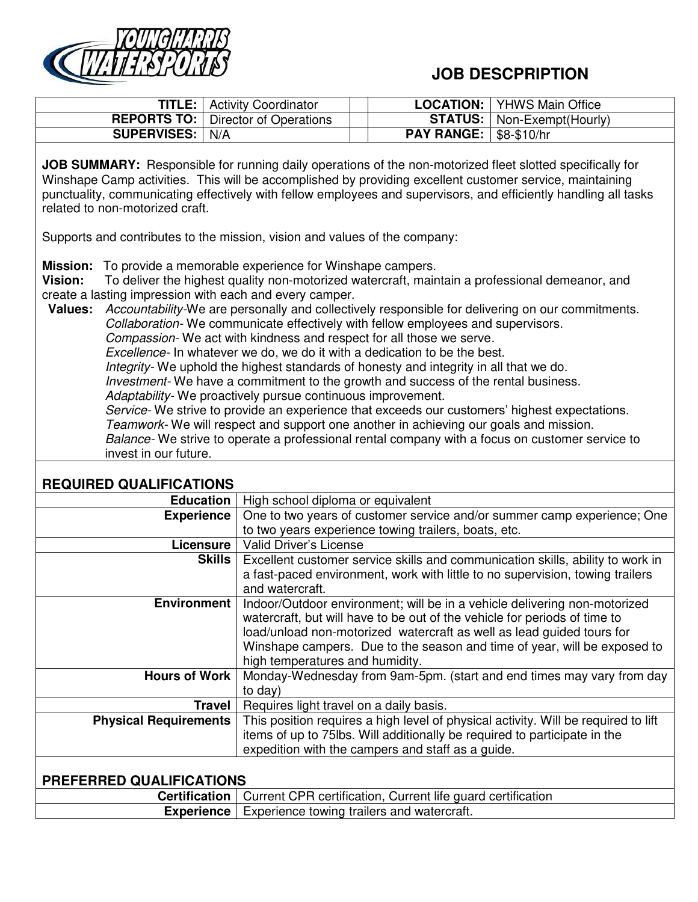# JOB DESCPRIPTION

| | | | | |
|---|---|---|---|---|
| **TITLE:** | Activity Coordinator | | **LOCATION:** | YHWS Main Office |
| **REPORTS TO:** | Director of Operations | | **STATUS:** | Non-Exempt(Hourly) |
| **SUPERVISES:** | N/A | | **PAY RANGE:** | $8-$10/hr |

**JOB SUMMARY:** Responsible for running daily operations of the non-motorized fleet slotted specifically for Winshape Camp activities. This will be accomplished by providing excellent customer service, maintaining punctuality, communicating effectively with fellow employees and supervisors, and efficiently handling all tasks related to non-motorized craft.

Supports and contributes to the mission, vision and values of the company:

**Mission:** To provide a memorable experience for Winshape campers.
**Vision:** To deliver the highest quality non-motorized watercraft, maintain a professional demeanor, and create a lasting impression with each and every camper.
**Values:** *Accountability*-We are personally and collectively responsible for delivering on our commitments.
*Collaboration*- We communicate effectively with fellow employees and supervisors.
*Compassion*- We act with kindness and respect for all those we serve.
*Excellence*- In whatever we do, we do it with a dedication to be the best.
*Integrity*- We uphold the highest standards of honesty and integrity in all that we do.
*Investment*- We have a commitment to the growth and success of the rental business.
*Adaptability*- We proactively pursue continuous improvement.
*Service*- We strive to provide an experience that exceeds our customers' highest expectations.
*Teamwork*- We will respect and support one another in achieving our goals and mission.
*Balance*- We strive to operate a professional rental company with a focus on customer service to invest in our future.

## REQUIRED QUALIFICATIONS

| | |
|---|---|
| **Education** | High school diploma or equivalent |
| **Experience** | One to two years of customer service and/or summer camp experience; One to two years experience towing trailers, boats, etc. |
| **Licensure** | Valid Driver's License |
| **Skills** | Excellent customer service skills and communication skills, ability to work in a fast-paced environment, work with little to no supervision, towing trailers and watercraft. |
| **Environment** | Indoor/Outdoor environment; will be in a vehicle delivering non-motorized watercraft, but will have to be out of the vehicle for periods of time to load/unload non-motorized watercraft as well as lead guided tours for Winshape campers. Due to the season and time of year, will be exposed to high temperatures and humidity. |
| **Hours of Work** | Monday-Wednesday from 9am-5pm. (start and end times may vary from day to day) |
| **Travel** | Requires light travel on a daily basis. |
| **Physical Requirements** | This position requires a high level of physical activity. Will be required to lift items of up to 75lbs. Will additionally be required to participate in the expedition with the campers and staff as a guide. |

## PREFERRED QUALIFICATIONS

| | |
|---|---|
| **Certification** | Current CPR certification, Current life guard certification |
| **Experience** | Experience towing trailers and watercraft. |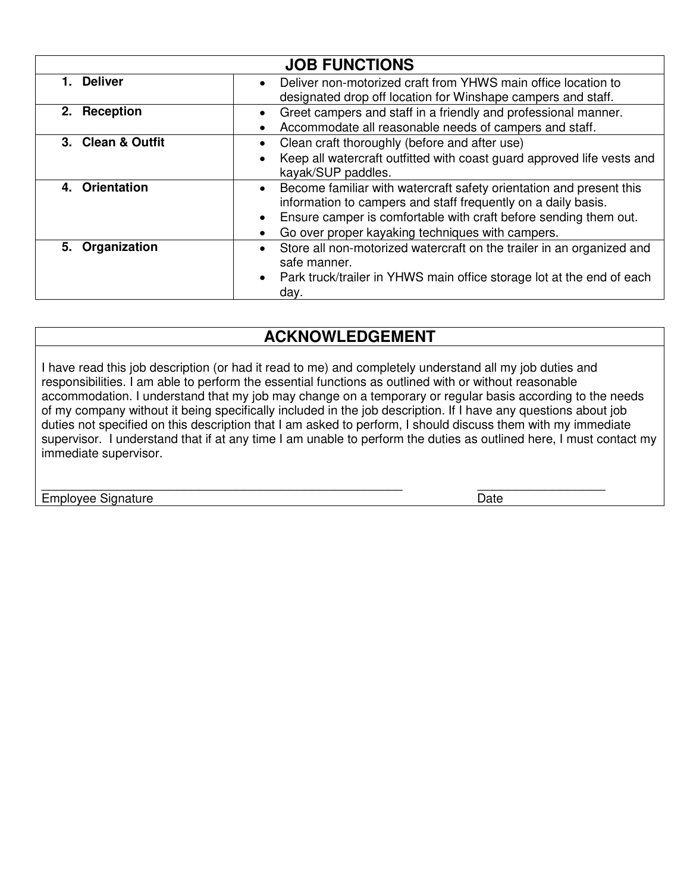## JOB FUNCTIONS

| | |
|---|---|
| **1. Deliver** | • Deliver non-motorized craft from YHWS main office location to designated drop off location for Winshape campers and staff. |
| **2. Reception** | • Greet campers and staff in a friendly and professional manner.<br>• Accommodate all reasonable needs of campers and staff. |
| **3. Clean & Outfit** | • Clean craft thoroughly (before and after use)<br>• Keep all watercraft outfitted with coast guard approved life vests and kayak/SUP paddles. |
| **4. Orientation** | • Become familiar with watercraft safety orientation and present this information to campers and staff frequently on a daily basis.<br>• Ensure camper is comfortable with craft before sending them out.<br>• Go over proper kayaking techniques with campers. |
| **5. Organization** | • Store all non-motorized watercraft on the trailer in an organized and safe manner.<br>• Park truck/trailer in YHWS main office storage lot at the end of each day. |

## ACKNOWLEDGEMENT

I have read this job description (or had it read to me) and completely understand all my job duties and responsibilities. I am able to perform the essential functions as outlined with or without reasonable accommodation. I understand that my job may change on a temporary or regular basis according to the needs of my company without it being specifically included in the job description. If I have any questions about job duties not specified on this description that I am asked to perform, I should discuss them with my immediate supervisor. I understand that if at any time I am unable to perform the duties as outlined here, I must contact my immediate supervisor.

_______________________________________________________ ___________________

Employee Signature Date